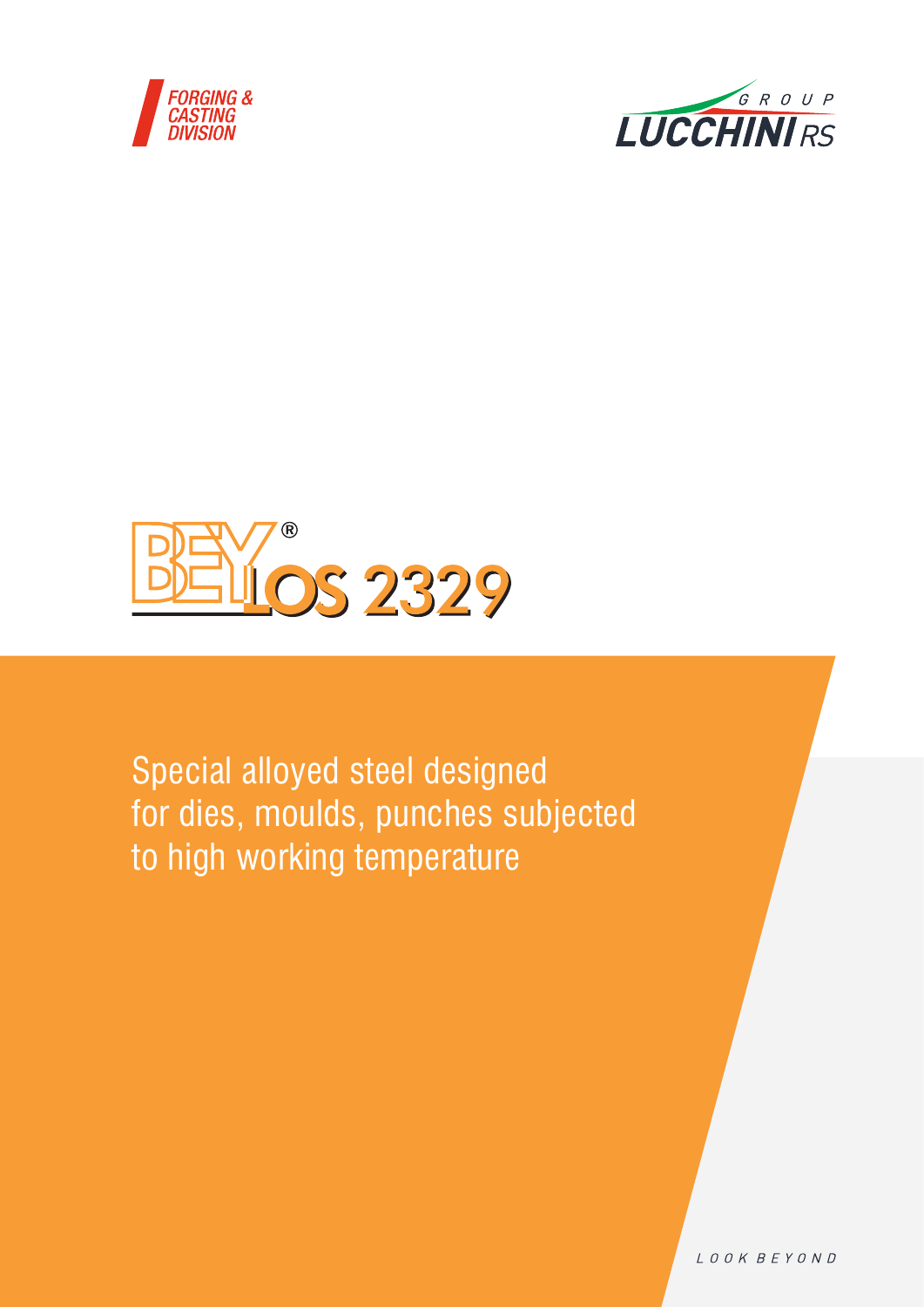FORGING & CASTING DIVISION

GROUP LUCCHINI RS

# BEYLOS® 2329

Special alloyed steel designed for dies, moulds, punches subjected to high working temperature

LOOK BEYOND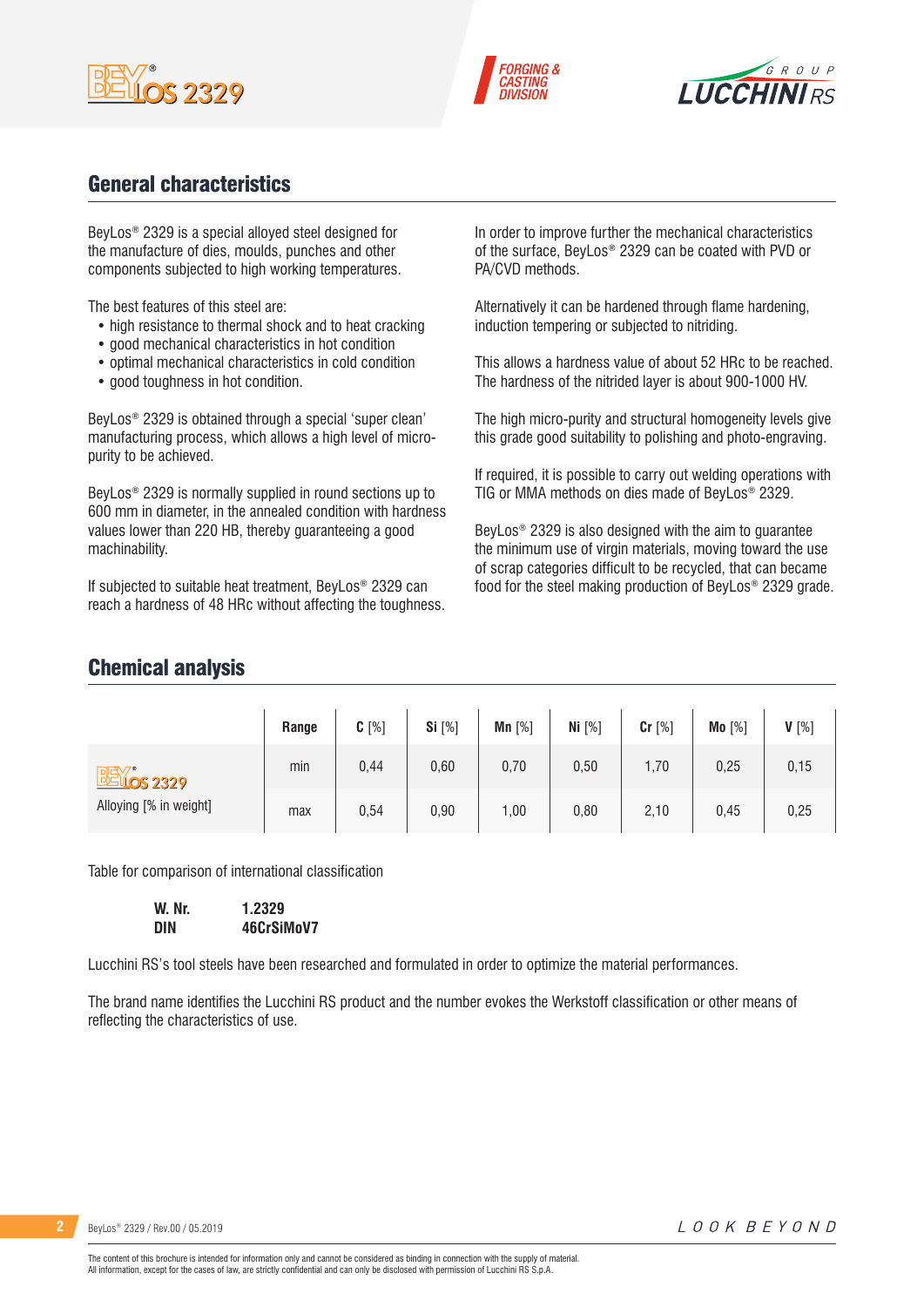## General characteristics

BeyLos® 2329 is a special alloyed steel designed for the manufacture of dies, moulds, punches and other components subjected to high working temperatures.

The best features of this steel are:

- high resistance to thermal shock and to heat cracking
- good mechanical characteristics in hot condition
- optimal mechanical characteristics in cold condition
- good toughness in hot condition.

BeyLos® 2329 is obtained through a special 'super clean' manufacturing process, which allows a high level of micro-purity to be achieved.

BeyLos® 2329 is normally supplied in round sections up to 600 mm in diameter, in the annealed condition with hardness values lower than 220 HB, thereby guaranteeing a good machinability.

If subjected to suitable heat treatment, BeyLos® 2329 can reach a hardness of 48 HRc without affecting the toughness.

In order to improve further the mechanical characteristics of the surface, BeyLos® 2329 can be coated with PVD or PA/CVD methods.

Alternatively it can be hardened through flame hardening, induction tempering or subjected to nitriding.

This allows a hardness value of about 52 HRc to be reached. The hardness of the nitrided layer is about 900-1000 HV.

The high micro-purity and structural homogeneity levels give this grade good suitability to polishing and photo-engraving.

If required, it is possible to carry out welding operations with TIG or MMA methods on dies made of BeyLos® 2329.

BeyLos® 2329 is also designed with the aim to guarantee the minimum use of virgin materials, moving toward the use of scrap categories difficult to be recycled, that can became food for the steel making production of BeyLos® 2329 grade.

## Chemical analysis

| | Range | C [%] | Si [%] | Mn [%] | Ni [%] | Cr [%] | Mo [%] | V [%] |
|---|---|---|---|---|---|---|---|---|
| BeyLos 2329 Alloying [% in weight] | min | 0,44 | 0,60 | 0,70 | 0,50 | 1,70 | 0,25 | 0,15 |
| | max | 0,54 | 0,90 | 1,00 | 0,80 | 2,10 | 0,45 | 0,25 |

Table for comparison of international classification

| | |
|---|---|
| **W. Nr.** | **1.2329** |
| **DIN** | **46CrSiMoV7** |

Lucchini RS's tool steels have been researched and formulated in order to optimize the material performances.

The brand name identifies the Lucchini RS product and the number evokes the Werkstoff classification or other means of reflecting the characteristics of use.

The content of this brochure is intended for information only and cannot be considered as binding in connection with the supply of material.
All information, except for the cases of law, are strictly confidential and can only be disclosed with permission of Lucchini RS S.p.A.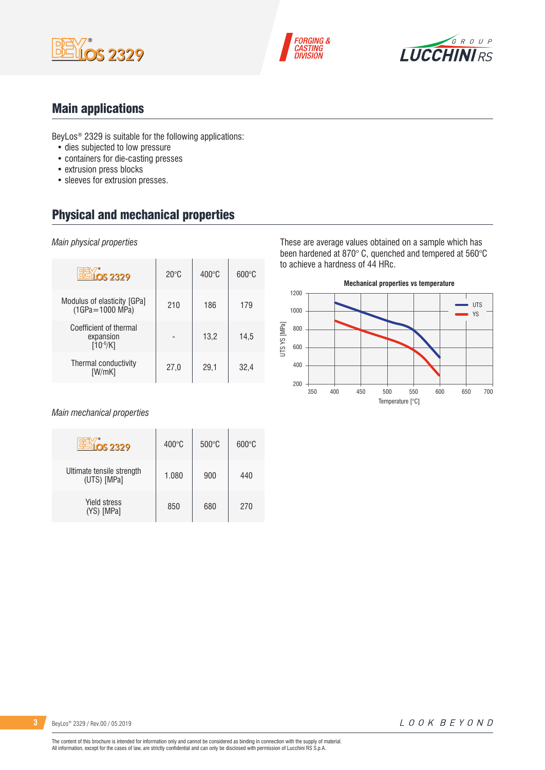## Main applications

BeyLos® 2329 is suitable for the following applications:

- dies subjected to low pressure
- containers for die-casting presses
- extrusion press blocks
- sleeves for extrusion presses.

## Physical and mechanical properties

*Main physical properties*

| BeyLos® 2329 | 20°C | 400°C | 600°C |
|---|---|---|---|
| Modulus of elasticity [GPa] (1GPa=1000 MPa) | 210 | 186 | 179 |
| Coefficient of thermal expansion [$10^{-6}$/K] | - | 13,2 | 14,5 |
| Thermal conductivity [W/mK] | 27,0 | 29,1 | 32,4 |

These are average values obtained on a sample which has been hardened at 870° C, quenched and tempered at 560°C to achieve a hardness of 44 HRc.

**Mechanical properties vs temperature**

*Main mechanical properties*

| BeyLos® 2329 | 400°C | 500°C | 600°C |
|---|---|---|---|
| Ultimate tensile strength (UTS) [MPa] | 1.080 | 900 | 440 |
| Yield stress (YS) [MPa] | 850 | 680 | 270 |

The content of this brochure is intended for information only and cannot be considered as binding in connection with the supply of material.
All information, except for the cases of law, are strictly confidential and can only be disclosed with permission of Lucchini RS S.p.A.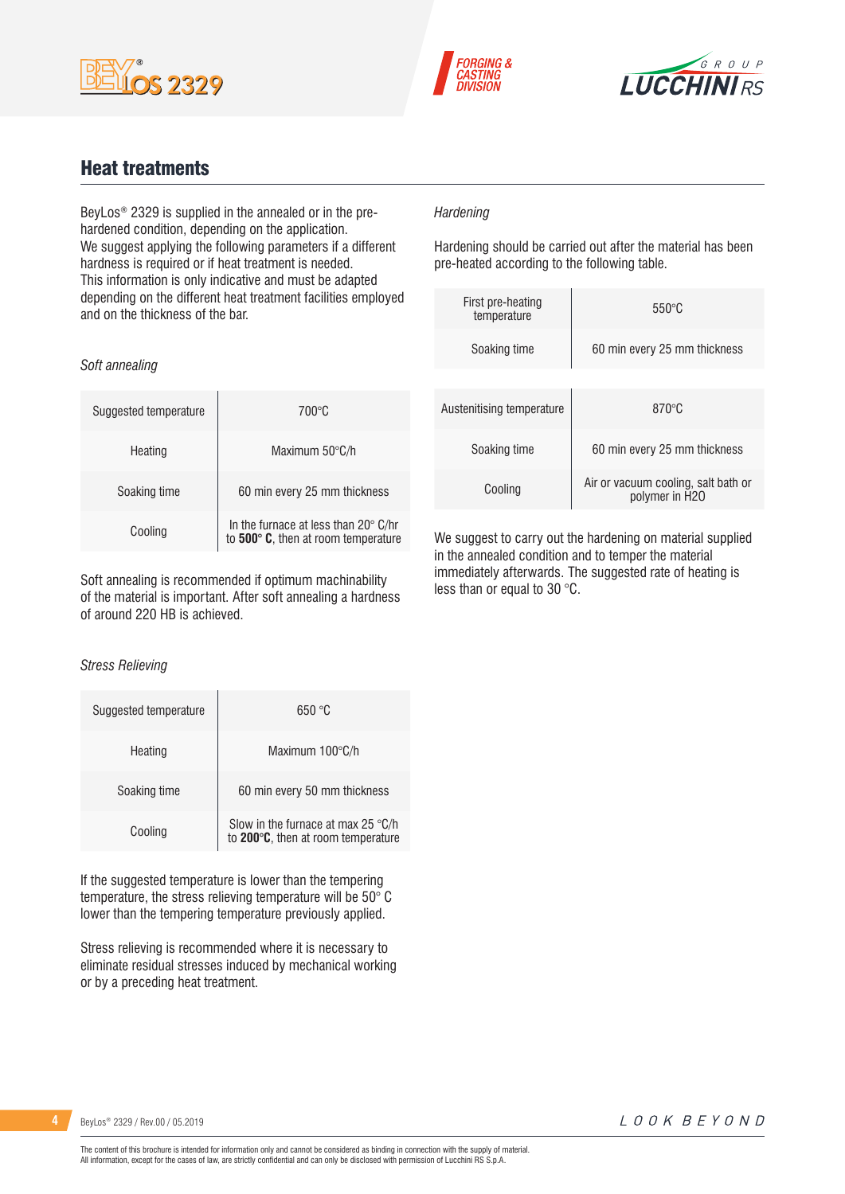## Heat treatments

BeyLos® 2329 is supplied in the annealed or in the pre-hardened condition, depending on the application.
We suggest applying the following parameters if a different hardness is required or if heat treatment is needed.
This information is only indicative and must be adapted depending on the different heat treatment facilities employed and on the thickness of the bar.

*Soft annealing*

| Suggested temperature | 700°C |
|---|---|
| Heating | Maximum 50°C/h |
| Soaking time | 60 min every 25 mm thickness |
| Cooling | In the furnace at less than 20° C/hr to **500° C**, then at room temperature |

Soft annealing is recommended if optimum machinability of the material is important. After soft annealing a hardness of around 220 HB is achieved.

*Stress Relieving*

| Suggested temperature | 650 °C |
|---|---|
| Heating | Maximum 100°C/h |
| Soaking time | 60 min every 50 mm thickness |
| Cooling | Slow in the furnace at max 25 °C/h to **200°C**, then at room temperature |

If the suggested temperature is lower than the tempering temperature, the stress relieving temperature will be 50° C lower than the tempering temperature previously applied.

Stress relieving is recommended where it is necessary to eliminate residual stresses induced by mechanical working or by a preceding heat treatment.

*Hardening*

Hardening should be carried out after the material has been pre-heated according to the following table.

| First pre-heating temperature | 550°C |
|---|---|
| Soaking time | 60 min every 25 mm thickness |

| Austenitising temperature | 870°C |
|---|---|
| Soaking time | 60 min every 25 mm thickness |
| Cooling | Air or vacuum cooling, salt bath or polymer in H2O |

We suggest to carry out the hardening on material supplied in the annealed condition and to temper the material immediately afterwards. The suggested rate of heating is less than or equal to 30 °C.

The content of this brochure is intended for information only and cannot be considered as binding in connection with the supply of material.
All information, except for the cases of law, are strictly confidential and can only be disclosed with permission of Lucchini RS S.p.A.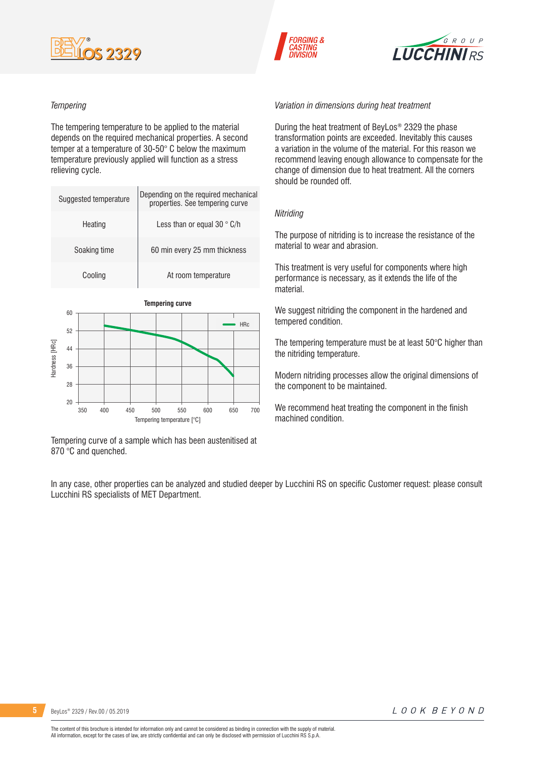*Tempering*

The tempering temperature to be applied to the material depends on the required mechanical properties. A second temper at a temperature of 30-50° C below the maximum temperature previously applied will function as a stress relieving cycle.

| Suggested temperature | Depending on the required mechanical properties. See tempering curve |
|---|---|
| Heating | Less than or equal 30 ° C/h |
| Soaking time | 60 min every 25 mm thickness |
| Cooling | At room temperature |

**Tempering curve**

Tempering curve of a sample which has been austenitised at 870 °C and quenched.

*Variation in dimensions during heat treatment*

During the heat treatment of BeyLos® 2329 the phase transformation points are exceeded. Inevitably this causes a variation in the volume of the material. For this reason we recommend leaving enough allowance to compensate for the change of dimension due to heat treatment. All the corners should be rounded off.

*Nitriding*

The purpose of nitriding is to increase the resistance of the material to wear and abrasion.

This treatment is very useful for components where high performance is necessary, as it extends the life of the material.

We suggest nitriding the component in the hardened and tempered condition.

The tempering temperature must be at least 50°C higher than the nitriding temperature.

Modern nitriding processes allow the original dimensions of the component to be maintained.

We recommend heat treating the component in the finish machined condition.

In any case, other properties can be analyzed and studied deeper by Lucchini RS on specific Customer request: please consult Lucchini RS specialists of MET Department.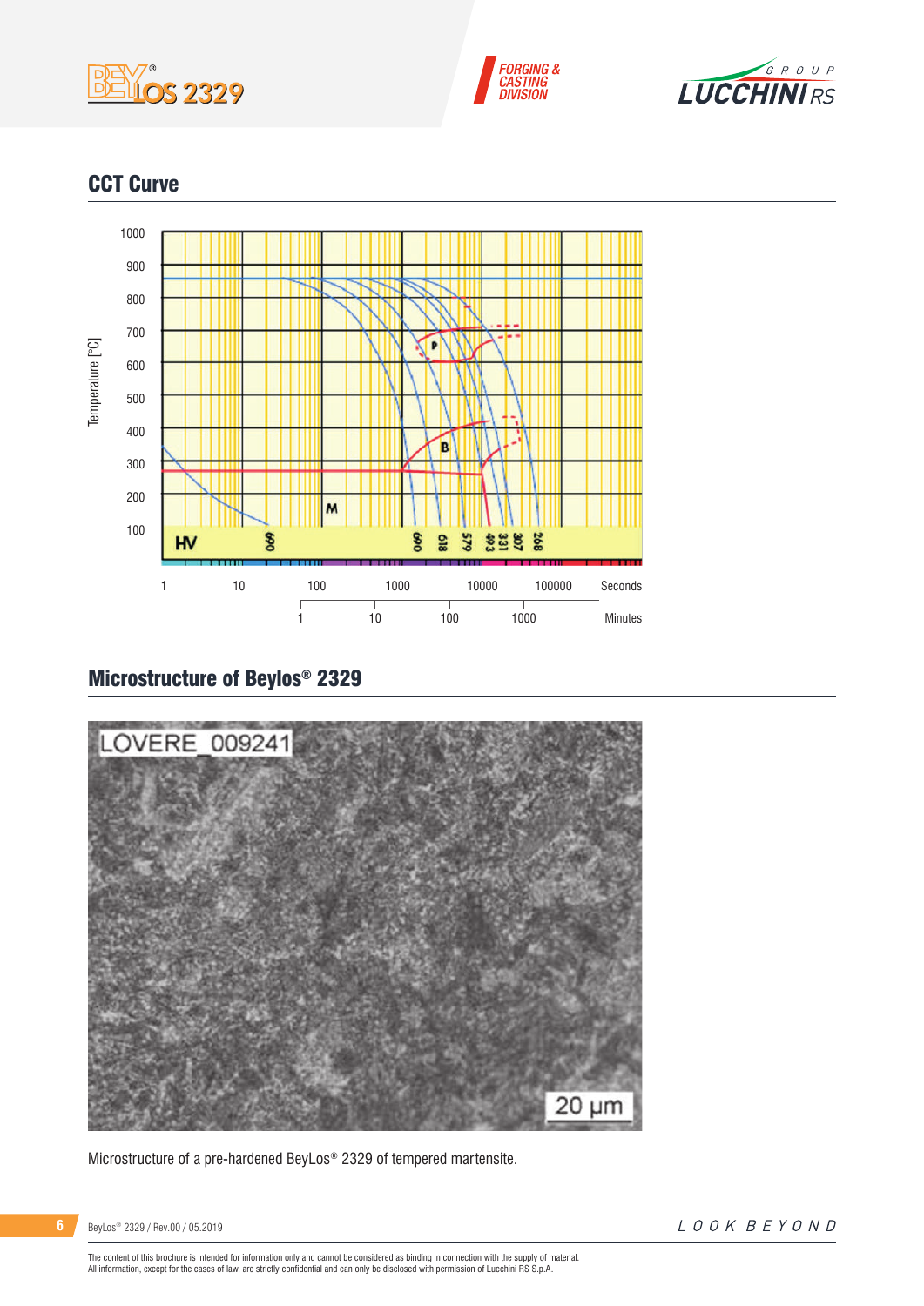## CCT Curve

## Microstructure of Beylos® 2329

Microstructure of a pre-hardened BeyLos® 2329 of tempered martensite.

The content of this brochure is intended for information only and cannot be considered as binding in connection with the supply of material.
All information, except for the cases of law, are strictly confidential and can only be disclosed with permission of Lucchini RS S.p.A.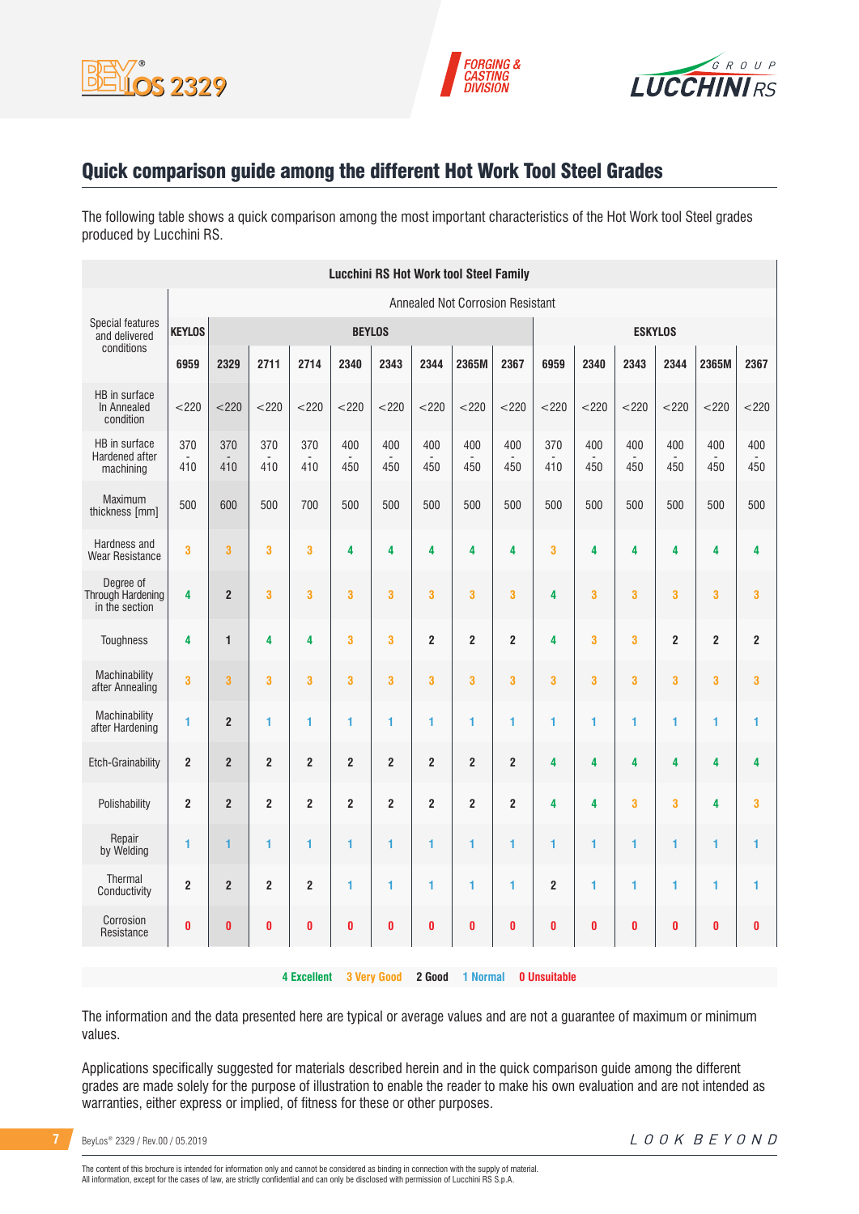## Quick comparison guide among the different Hot Work Tool Steel Grades

The following table shows a quick comparison among the most important characteristics of the Hot Work tool Steel grades produced by Lucchini RS.

| Lucchini RS Hot Work tool Steel Family | | | | | | | | | | | | | | | |
|---|---|---|---|---|---|---|---|---|---|---|---|---|---|---|---|
| Special features and delivered conditions | Annealed Not Corrosion Resistant | | | | | | | | | | | | | | |
| | KEYLOS | BEYLOS | | | | | | | | ESKYLOS | | | | | |
| | 6959 | 2329 | 2711 | 2714 | 2340 | 2343 | 2344 | 2365M | 2367 | 6959 | 2340 | 2343 | 2344 | 2365M | 2367 |
| HB in surface In Annealed condition | <220 | <220 | <220 | <220 | <220 | <220 | <220 | <220 | <220 | <220 | <220 | <220 | <220 | <220 | <220 |
| HB in surface Hardened after machining | 370 - 410 | 370 - 410 | 370 - 410 | 370 - 410 | 400 - 450 | 400 - 450 | 400 - 450 | 400 - 450 | 400 - 450 | 370 - 410 | 400 - 450 | 400 - 450 | 400 - 450 | 400 - 450 | 400 - 450 |
| Maximum thickness [mm] | 500 | 600 | 500 | 700 | 500 | 500 | 500 | 500 | 500 | 500 | 500 | 500 | 500 | 500 | 500 |
| Hardness and Wear Resistance | 3 | 3 | 3 | 3 | 4 | 4 | 4 | 4 | 4 | 3 | 4 | 4 | 4 | 4 | 4 |
| Degree of Through Hardening in the section | 4 | 2 | 3 | 3 | 3 | 3 | 3 | 3 | 3 | 4 | 3 | 3 | 3 | 3 | 3 |
| Toughness | 4 | 1 | 4 | 4 | 3 | 3 | 2 | 2 | 2 | 4 | 3 | 3 | 2 | 2 | 2 |
| Machinability after Annealing | 3 | 3 | 3 | 3 | 3 | 3 | 3 | 3 | 3 | 3 | 3 | 3 | 3 | 3 | 3 |
| Machinability after Hardening | 1 | 2 | 1 | 1 | 1 | 1 | 1 | 1 | 1 | 1 | 1 | 1 | 1 | 1 | 1 |
| Etch-Grainability | 2 | 2 | 2 | 2 | 2 | 2 | 2 | 2 | 2 | 4 | 4 | 4 | 4 | 4 | 4 |
| Polishability | 2 | 2 | 2 | 2 | 2 | 2 | 2 | 2 | 2 | 4 | 4 | 3 | 3 | 4 | 3 |
| Repair by Welding | 1 | 1 | 1 | 1 | 1 | 1 | 1 | 1 | 1 | 1 | 1 | 1 | 1 | 1 | 1 |
| Thermal Conductivity | 2 | 2 | 2 | 2 | 1 | 1 | 1 | 1 | 1 | 2 | 1 | 1 | 1 | 1 | 1 |
| Corrosion Resistance | 0 | 0 | 0 | 0 | 0 | 0 | 0 | 0 | 0 | 0 | 0 | 0 | 0 | 0 | 0 |

**4 Excellent** **3 Very Good** **2 Good** **1 Normal** **0 Unsuitable**

The information and the data presented here are typical or average values and are not a guarantee of maximum or minimum values.

Applications specifically suggested for materials described herein and in the quick comparison guide among the different grades are made solely for the purpose of illustration to enable the reader to make his own evaluation and are not intended as warranties, either express or implied, of fitness for these or other purposes.

The content of this brochure is intended for information only and cannot be considered as binding in connection with the supply of material.
All information, except for the cases of law, are strictly confidential and can only be disclosed with permission of Lucchini RS S.p.A.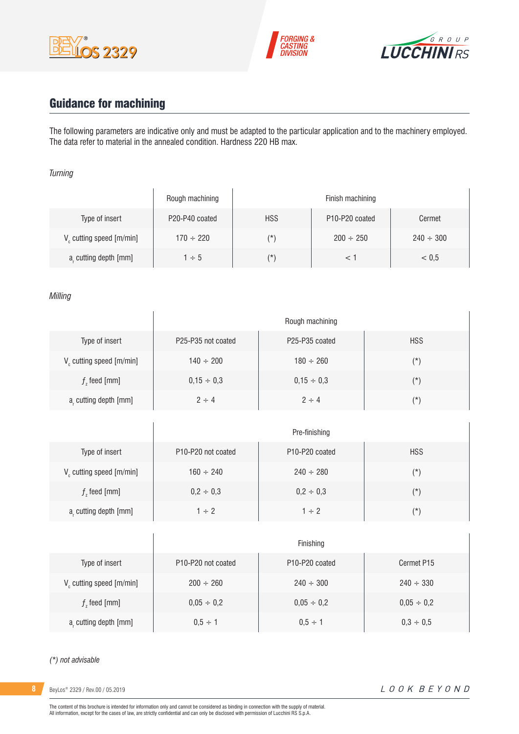## Guidance for machining

The following parameters are indicative only and must be adapted to the particular application and to the machinery employed. The data refer to material in the annealed condition. Hardness 220 HB max.

*Turning*

| | Rough machining | Finish machining | | |
|---|---|---|---|---|
| Type of insert | P20-P40 coated | HSS | P10-P20 coated | Cermet |
| $V_c$ cutting speed [m/min] | 170 ÷ 220 | (*) | 200 ÷ 250 | 240 ÷ 300 |
| $a_r$ cutting depth [mm] | 1 ÷ 5 | (*) | < 1 | < 0,5 |

*Milling*

| | Rough machining | | |
|---|---|---|---|
| Type of insert | P25-P35 not coated | P25-P35 coated | HSS |
| $V_c$ cutting speed [m/min] | 140 ÷ 200 | 180 ÷ 260 | (*) |
| $f_z$ feed [mm] | 0,15 ÷ 0,3 | 0,15 ÷ 0,3 | (*) |
| $a_r$ cutting depth [mm] | 2 ÷ 4 | 2 ÷ 4 | (*) |

| | Pre-finishing | | |
|---|---|---|---|
| Type of insert | P10-P20 not coated | P10-P20 coated | HSS |
| $V_c$ cutting speed [m/min] | 160 ÷ 240 | 240 ÷ 280 | (*) |
| $f_z$ feed [mm] | 0,2 ÷ 0,3 | 0,2 ÷ 0,3 | (*) |
| $a_r$ cutting depth [mm] | 1 ÷ 2 | 1 ÷ 2 | (*) |

| | Finishing | | |
|---|---|---|---|
| Type of insert | P10-P20 not coated | P10-P20 coated | Cermet P15 |
| $V_c$ cutting speed [m/min] | 200 ÷ 260 | 240 ÷ 300 | 240 ÷ 330 |
| $f_z$ feed [mm] | 0,05 ÷ 0,2 | 0,05 ÷ 0,2 | 0,05 ÷ 0,2 |
| $a_r$ cutting depth [mm] | 0,5 ÷ 1 | 0,5 ÷ 1 | 0,3 ÷ 0,5 |

*(*) not advisable*

The content of this brochure is intended for information only and cannot be considered as binding in connection with the supply of material.
All information, except for the cases of law, are strictly confidential and can only be disclosed with permission of Lucchini RS S.p.A.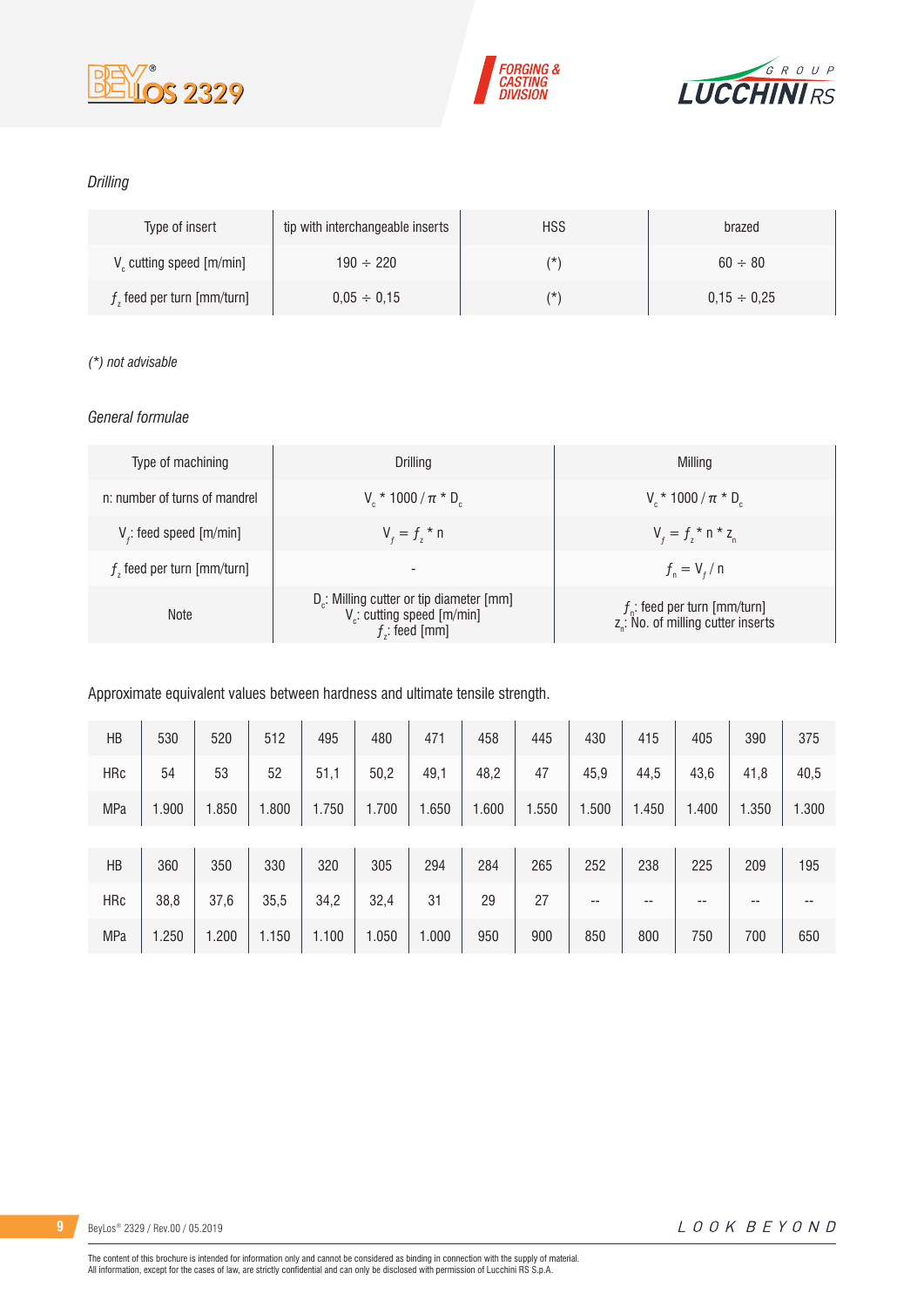*Drilling*

| Type of insert | tip with interchangeable inserts | HSS | brazed |
|---|---|---|---|
| $V_c$ cutting speed [m/min] | 190 ÷ 220 | (*) | 60 ÷ 80 |
| $f_z$ feed per turn [mm/turn] | 0,05 ÷ 0,15 | (*) | 0,15 ÷ 0,25 |

*(*) not advisable*

*General formulae*

| Type of machining | Drilling | Milling |
|---|---|---|
| n: number of turns of mandrel | $V_c$ * 1000 / $\pi$ * $D_c$ | $V_c$ * 1000 / $\pi$ * $D_c$ |
| $V_f$: feed speed [m/min] | $V_f = f_z$ * n | $V_f = f_z$ * n * $z_n$ |
| $f_z$ feed per turn [mm/turn] | - | $f_n = V_f$ / n |
| Note | $D_c$: Milling cutter or tip diameter [mm]<br>$V_c$: cutting speed [m/min]<br>$f_z$: feed [mm] | $f_n$: feed per turn [mm/turn]<br>$z_n$: No. of milling cutter inserts |

Approximate equivalent values between hardness and ultimate tensile strength.

| HB | 530 | 520 | 512 | 495 | 480 | 471 | 458 | 445 | 430 | 415 | 405 | 390 | 375 |
|---|---|---|---|---|---|---|---|---|---|---|---|---|---|
| HRc | 54 | 53 | 52 | 51,1 | 50,2 | 49,1 | 48,2 | 47 | 45,9 | 44,5 | 43,6 | 41,8 | 40,5 |
| MPa | 1.900 | 1.850 | 1.800 | 1.750 | 1.700 | 1.650 | 1.600 | 1.550 | 1.500 | 1.450 | 1.400 | 1.350 | 1.300 |

| HB | 360 | 350 | 330 | 320 | 305 | 294 | 284 | 265 | 252 | 238 | 225 | 209 | 195 |
|---|---|---|---|---|---|---|---|---|---|---|---|---|---|
| HRc | 38,8 | 37,6 | 35,5 | 34,2 | 32,4 | 31 | 29 | 27 | -- | -- | -- | -- | -- |
| MPa | 1.250 | 1.200 | 1.150 | 1.100 | 1.050 | 1.000 | 950 | 900 | 850 | 800 | 750 | 700 | 650 |

The content of this brochure is intended for information only and cannot be considered as binding in connection with the supply of material.
All information, except for the cases of law, are strictly confidential and can only be disclosed with permission of Lucchini RS S.p.A.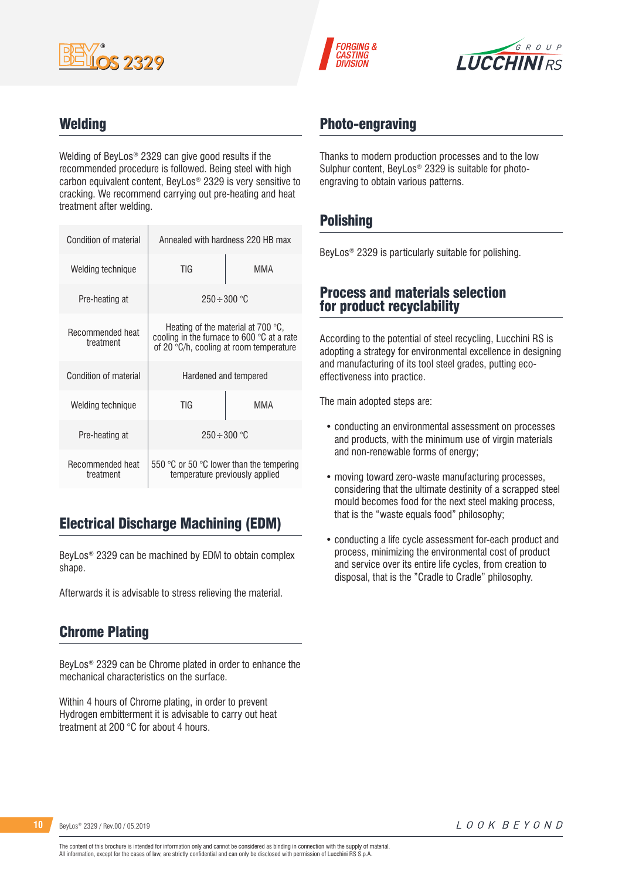## Welding

Welding of BeyLos® 2329 can give good results if the recommended procedure is followed. Being steel with high carbon equivalent content, BeyLos® 2329 is very sensitive to cracking. We recommend carrying out pre-heating and heat treatment after welding.

| | | |
|---|---|---|
| Condition of material | Annealed with hardness 220 HB max | |
| Welding technique | TIG | MMA |
| Pre-heating at | 250÷300 °C | |
| Recommended heat treatment | Heating of the material at 700 °C, cooling in the furnace to 600 °C at a rate of 20 °C/h, cooling at room temperature | |
| Condition of material | Hardened and tempered | |
| Welding technique | TIG | MMA |
| Pre-heating at | 250÷300 °C | |
| Recommended heat treatment | 550 °C or 50 °C lower than the tempering temperature previously applied | |

## Electrical Discharge Machining (EDM)

BeyLos® 2329 can be machined by EDM to obtain complex shape.

Afterwards it is advisable to stress relieving the material.

## Chrome Plating

BeyLos® 2329 can be Chrome plated in order to enhance the mechanical characteristics on the surface.

Within 4 hours of Chrome plating, in order to prevent Hydrogen embitterment it is advisable to carry out heat treatment at 200 °C for about 4 hours.

## Photo-engraving

Thanks to modern production processes and to the low Sulphur content, BeyLos® 2329 is suitable for photo-engraving to obtain various patterns.

## Polishing

BeyLos® 2329 is particularly suitable for polishing.

## Process and materials selection for product recyclability

According to the potential of steel recycling, Lucchini RS is adopting a strategy for environmental excellence in designing and manufacturing of its tool steel grades, putting eco-effectiveness into practice.

The main adopted steps are:

- conducting an environmental assessment on processes and products, with the minimum use of virgin materials and non-renewable forms of energy;
- moving toward zero-waste manufacturing processes, considering that the ultimate destinity of a scrapped steel mould becomes food for the next steel making process, that is the "waste equals food" philosophy;
- conducting a life cycle assessment for-each product and process, minimizing the environmental cost of product and service over its entire life cycles, from creation to disposal, that is the "Cradle to Cradle" philosophy.

The content of this brochure is intended for information only and cannot be considered as binding in connection with the supply of material.
All information, except for the cases of law, are strictly confidential and can only be disclosed with permission of Lucchini RS S.p.A.